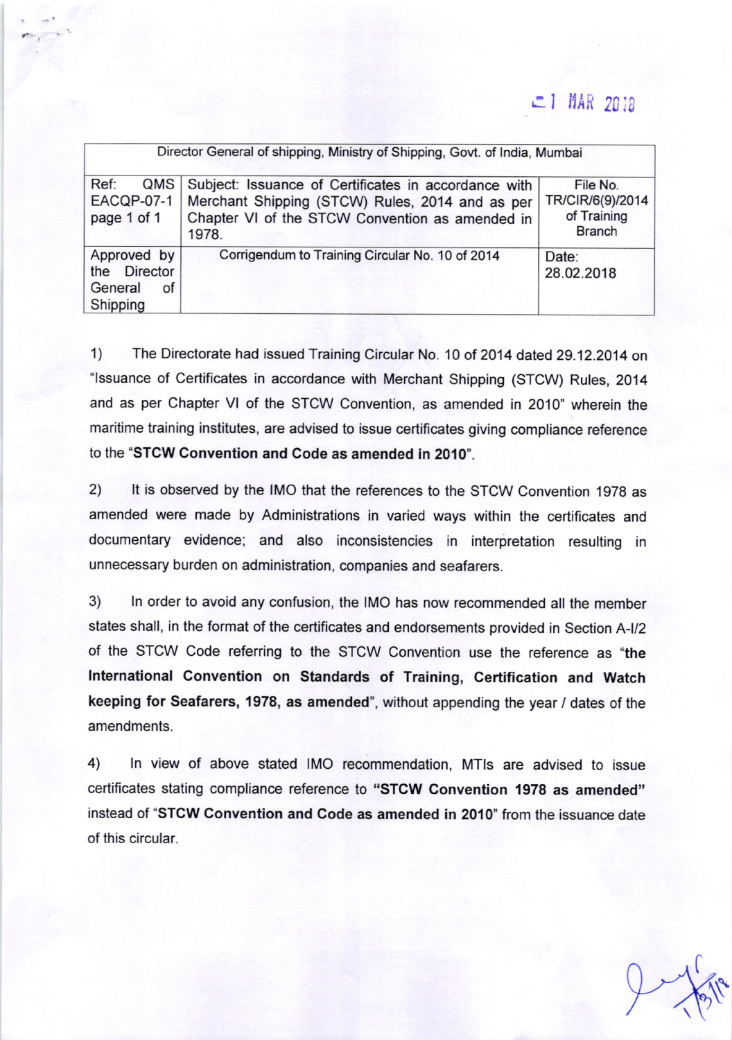1 MAR 2018

| Director General of shipping, Ministry of Shipping, Govt. of India, Mumbai | | |
|---|---|---|
| Ref: QMS EACQP-07-1 page 1 of 1 | Subject: Issuance of Certificates in accordance with Merchant Shipping (STCW) Rules, 2014 and as per Chapter VI of the STCW Convention as amended in 1978. | File No. TR/CIR/6(9)/2014 of Training Branch |
| Approved by the Director General of Shipping | Corrigendum to Training Circular No. 10 of 2014 | Date: 28.02.2018 |

1) The Directorate had issued Training Circular No. 10 of 2014 dated 29.12.2014 on "Issuance of Certificates in accordance with Merchant Shipping (STCW) Rules, 2014 and as per Chapter VI of the STCW Convention, as amended in 2010" wherein the maritime training institutes, are advised to issue certificates giving compliance reference to the "**STCW Convention and Code as amended in 2010**".

2) It is observed by the IMO that the references to the STCW Convention 1978 as amended were made by Administrations in varied ways within the certificates and documentary evidence; and also inconsistencies in interpretation resulting in unnecessary burden on administration, companies and seafarers.

3) In order to avoid any confusion, the IMO has now recommended all the member states shall, in the format of the certificates and endorsements provided in Section A-I/2 of the STCW Code referring to the STCW Convention use the reference as "**the International Convention on Standards of Training, Certification and Watch keeping for Seafarers, 1978, as amended**", without appending the year / dates of the amendments.

4) In view of above stated IMO recommendation, MTIs are advised to issue certificates stating compliance reference to **"STCW Convention 1978 as amended"** instead of "**STCW Convention and Code as amended in 2010**" from the issuance date of this circular.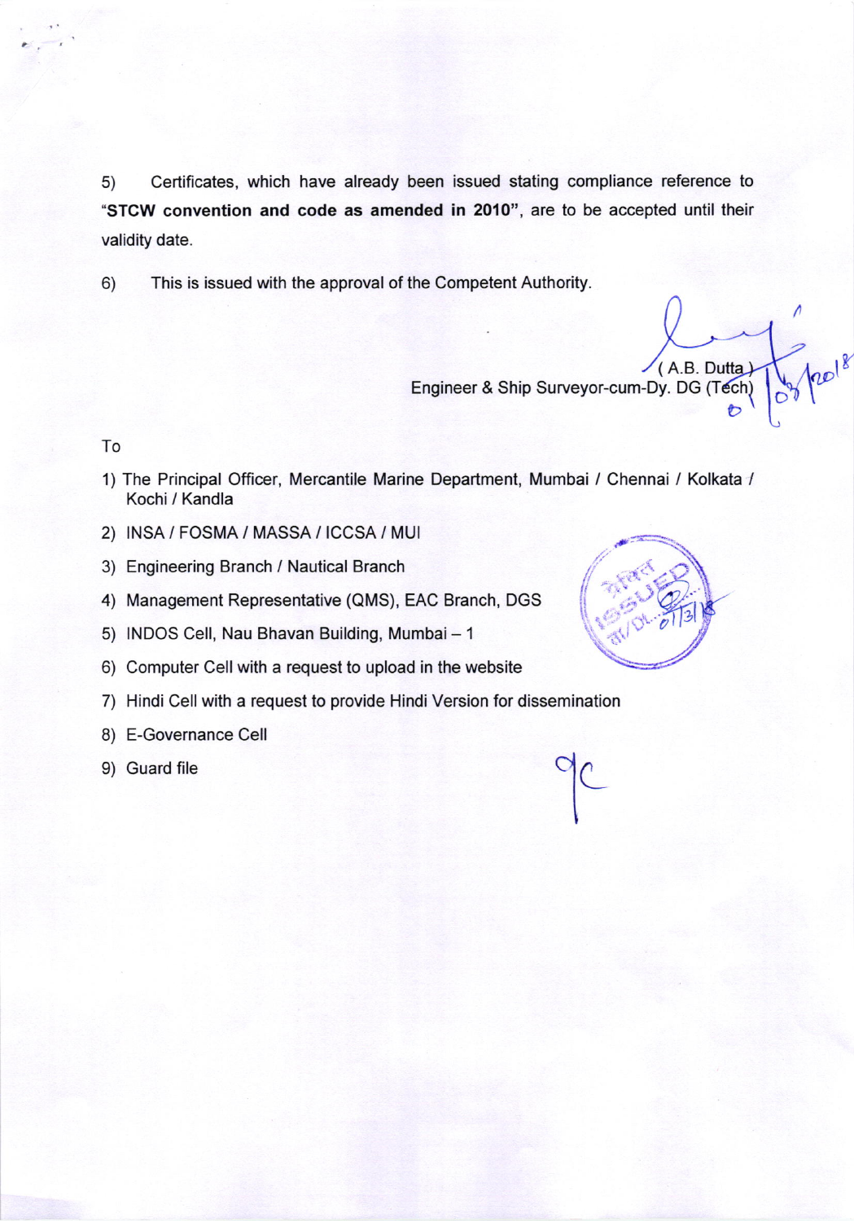5) Certificates, which have already been issued stating compliance reference to "**STCW convention and code as amended in 2010**", are to be accepted until their validity date.

6) This is issued with the approval of the Competent Authority.

( A.B. Dutta )
Engineer & Ship Surveyor-cum-Dy. DG (Tech)
01/03/2018

To

1) The Principal Officer, Mercantile Marine Department, Mumbai / Chennai / Kolkata / Kochi / Kandla
2) INSA / FOSMA / MASSA / ICCSA / MUI
3) Engineering Branch / Nautical Branch
4) Management Representative (QMS), EAC Branch, DGS
5) INDOS Cell, Nau Bhavan Building, Mumbai – 1
6) Computer Cell with a request to upload in the website
7) Hindi Cell with a request to provide Hindi Version for dissemination
8) E-Governance Cell
9) Guard file